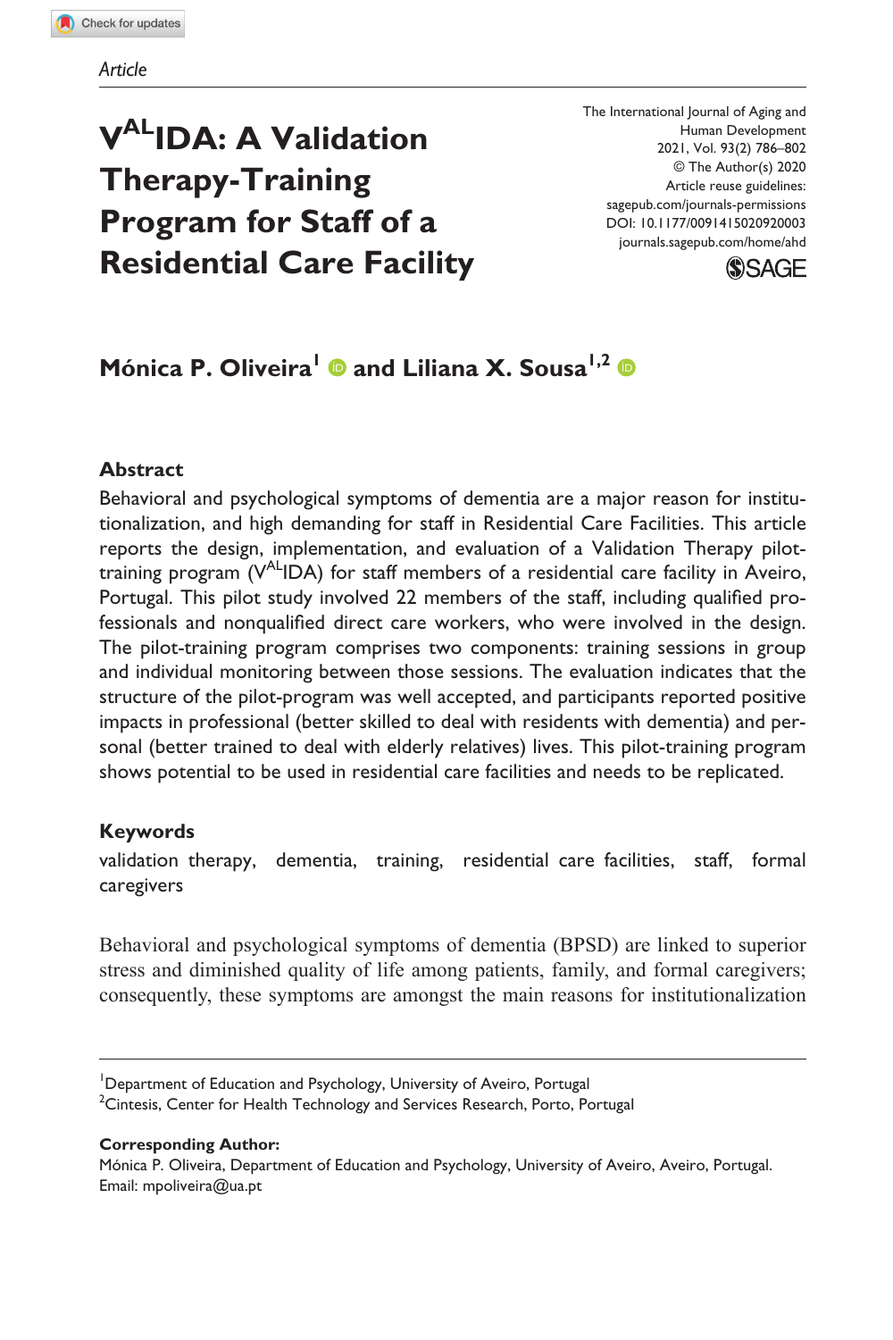*Article*

# V^AL^IDA: A Validation Therapy-Training Program for Staff of a Residential Care Facility

**Mónica P. Oliveira[1] and Liliana X. Sousa[1,2]**

## Abstract

Behavioral and psychological symptoms of dementia are a major reason for institutionalization, and high demanding for staff in Residential Care Facilities. This article reports the design, implementation, and evaluation of a Validation Therapy pilot-training program (V^AL^IDA) for staff members of a residential care facility in Aveiro, Portugal. This pilot study involved 22 members of the staff, including qualified professionals and nonqualified direct care workers, who were involved in the design. The pilot-training program comprises two components: training sessions in group and individual monitoring between those sessions. The evaluation indicates that the structure of the pilot-program was well accepted, and participants reported positive impacts in professional (better skilled to deal with residents with dementia) and personal (better trained to deal with elderly relatives) lives. This pilot-training program shows potential to be used in residential care facilities and needs to be replicated.

## Keywords

validation therapy, dementia, training, residential care facilities, staff, formal caregivers

Behavioral and psychological symptoms of dementia (BPSD) are linked to superior stress and diminished quality of life among patients, family, and formal caregivers; consequently, these symptoms are amongst the main reasons for institutionalization

[1]Department of Education and Psychology, University of Aveiro, Portugal
[2]Cintesis, Center for Health Technology and Services Research, Porto, Portugal

**Corresponding Author:**
Mónica P. Oliveira, Department of Education and Psychology, University of Aveiro, Aveiro, Portugal.
Email: mpoliveira@ua.pt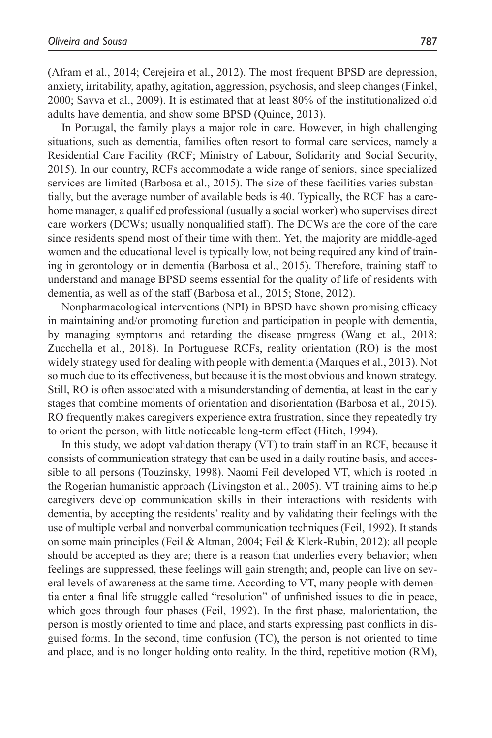(Afram et al., 2014; Cerejeira et al., 2012). The most frequent BPSD are depression, anxiety, irritability, apathy, agitation, aggression, psychosis, and sleep changes (Finkel, 2000; Savva et al., 2009). It is estimated that at least 80% of the institutionalized old adults have dementia, and show some BPSD (Quince, 2013).

In Portugal, the family plays a major role in care. However, in high challenging situations, such as dementia, families often resort to formal care services, namely a Residential Care Facility (RCF; Ministry of Labour, Solidarity and Social Security, 2015). In our country, RCFs accommodate a wide range of seniors, since specialized services are limited (Barbosa et al., 2015). The size of these facilities varies substantially, but the average number of available beds is 40. Typically, the RCF has a care-home manager, a qualified professional (usually a social worker) who supervises direct care workers (DCWs; usually nonqualified staff). The DCWs are the core of the care since residents spend most of their time with them. Yet, the majority are middle-aged women and the educational level is typically low, not being required any kind of training in gerontology or in dementia (Barbosa et al., 2015). Therefore, training staff to understand and manage BPSD seems essential for the quality of life of residents with dementia, as well as of the staff (Barbosa et al., 2015; Stone, 2012).

Nonpharmacological interventions (NPI) in BPSD have shown promising efficacy in maintaining and/or promoting function and participation in people with dementia, by managing symptoms and retarding the disease progress (Wang et al., 2018; Zucchella et al., 2018). In Portuguese RCFs, reality orientation (RO) is the most widely strategy used for dealing with people with dementia (Marques et al., 2013). Not so much due to its effectiveness, but because it is the most obvious and known strategy. Still, RO is often associated with a misunderstanding of dementia, at least in the early stages that combine moments of orientation and disorientation (Barbosa et al., 2015). RO frequently makes caregivers experience extra frustration, since they repeatedly try to orient the person, with little noticeable long-term effect (Hitch, 1994).

In this study, we adopt validation therapy (VT) to train staff in an RCF, because it consists of communication strategy that can be used in a daily routine basis, and accessible to all persons (Touzinsky, 1998). Naomi Feil developed VT, which is rooted in the Rogerian humanistic approach (Livingston et al., 2005). VT training aims to help caregivers develop communication skills in their interactions with residents with dementia, by accepting the residents' reality and by validating their feelings with the use of multiple verbal and nonverbal communication techniques (Feil, 1992). It stands on some main principles (Feil & Altman, 2004; Feil & Klerk-Rubin, 2012): all people should be accepted as they are; there is a reason that underlies every behavior; when feelings are suppressed, these feelings will gain strength; and, people can live on several levels of awareness at the same time. According to VT, many people with dementia enter a final life struggle called "resolution" of unfinished issues to die in peace, which goes through four phases (Feil, 1992). In the first phase, malorientation, the person is mostly oriented to time and place, and starts expressing past conflicts in disguised forms. In the second, time confusion (TC), the person is not oriented to time and place, and is no longer holding onto reality. In the third, repetitive motion (RM),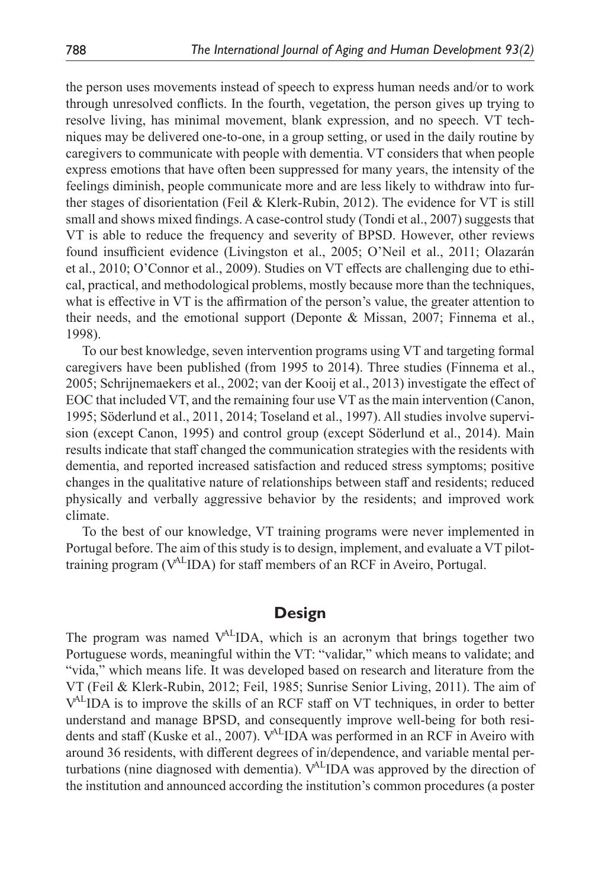the person uses movements instead of speech to express human needs and/or to work through unresolved conflicts. In the fourth, vegetation, the person gives up trying to resolve living, has minimal movement, blank expression, and no speech. VT techniques may be delivered one-to-one, in a group setting, or used in the daily routine by caregivers to communicate with people with dementia. VT considers that when people express emotions that have often been suppressed for many years, the intensity of the feelings diminish, people communicate more and are less likely to withdraw into further stages of disorientation (Feil & Klerk-Rubin, 2012). The evidence for VT is still small and shows mixed findings. A case-control study (Tondi et al., 2007) suggests that VT is able to reduce the frequency and severity of BPSD. However, other reviews found insufficient evidence (Livingston et al., 2005; O'Neil et al., 2011; Olazarán et al., 2010; O'Connor et al., 2009). Studies on VT effects are challenging due to ethical, practical, and methodological problems, mostly because more than the techniques, what is effective in VT is the affirmation of the person's value, the greater attention to their needs, and the emotional support (Deponte & Missan, 2007; Finnema et al., 1998).

To our best knowledge, seven intervention programs using VT and targeting formal caregivers have been published (from 1995 to 2014). Three studies (Finnema et al., 2005; Schrijnemaekers et al., 2002; van der Kooij et al., 2013) investigate the effect of EOC that included VT, and the remaining four use VT as the main intervention (Canon, 1995; Söderlund et al., 2011, 2014; Toseland et al., 1997). All studies involve supervision (except Canon, 1995) and control group (except Söderlund et al., 2014). Main results indicate that staff changed the communication strategies with the residents with dementia, and reported increased satisfaction and reduced stress symptoms; positive changes in the qualitative nature of relationships between staff and residents; reduced physically and verbally aggressive behavior by the residents; and improved work climate.

To the best of our knowledge, VT training programs were never implemented in Portugal before. The aim of this study is to design, implement, and evaluate a VT pilot-training program (V$^{AL}$IDA) for staff members of an RCF in Aveiro, Portugal.

## Design

The program was named V$^{AL}$IDA, which is an acronym that brings together two Portuguese words, meaningful within the VT: "validar," which means to validate; and "vida," which means life. It was developed based on research and literature from the VT (Feil & Klerk-Rubin, 2012; Feil, 1985; Sunrise Senior Living, 2011). The aim of V$^{AL}$IDA is to improve the skills of an RCF staff on VT techniques, in order to better understand and manage BPSD, and consequently improve well-being for both residents and staff (Kuske et al., 2007). V$^{AL}$IDA was performed in an RCF in Aveiro with around 36 residents, with different degrees of in/dependence, and variable mental perturbations (nine diagnosed with dementia). V$^{AL}$IDA was approved by the direction of the institution and announced according the institution's common procedures (a poster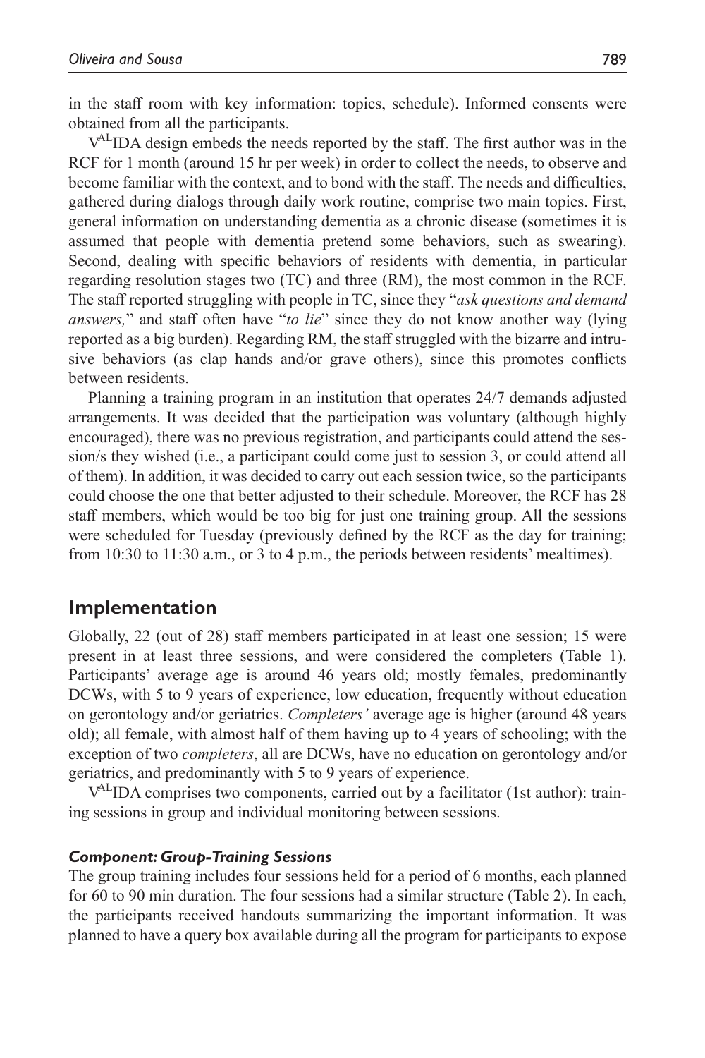in the staff room with key information: topics, schedule). Informed consents were obtained from all the participants.

V$^{AL}$IDA design embeds the needs reported by the staff. The first author was in the RCF for 1 month (around 15 hr per week) in order to collect the needs, to observe and become familiar with the context, and to bond with the staff. The needs and difficulties, gathered during dialogs through daily work routine, comprise two main topics. First, general information on understanding dementia as a chronic disease (sometimes it is assumed that people with dementia pretend some behaviors, such as swearing). Second, dealing with specific behaviors of residents with dementia, in particular regarding resolution stages two (TC) and three (RM), the most common in the RCF. The staff reported struggling with people in TC, since they "*ask questions and demand answers,*" and staff often have "*to lie*" since they do not know another way (lying reported as a big burden). Regarding RM, the staff struggled with the bizarre and intrusive behaviors (as clap hands and/or grave others), since this promotes conflicts between residents.

Planning a training program in an institution that operates 24/7 demands adjusted arrangements. It was decided that the participation was voluntary (although highly encouraged), there was no previous registration, and participants could attend the session/s they wished (i.e., a participant could come just to session 3, or could attend all of them). In addition, it was decided to carry out each session twice, so the participants could choose the one that better adjusted to their schedule. Moreover, the RCF has 28 staff members, which would be too big for just one training group. All the sessions were scheduled for Tuesday (previously defined by the RCF as the day for training; from 10:30 to 11:30 a.m., or 3 to 4 p.m., the periods between residents' mealtimes).

## Implementation

Globally, 22 (out of 28) staff members participated in at least one session; 15 were present in at least three sessions, and were considered the completers (Table 1). Participants' average age is around 46 years old; mostly females, predominantly DCWs, with 5 to 9 years of experience, low education, frequently without education on gerontology and/or geriatrics. *Completers'* average age is higher (around 48 years old); all female, with almost half of them having up to 4 years of schooling; with the exception of two *completers*, all are DCWs, have no education on gerontology and/or geriatrics, and predominantly with 5 to 9 years of experience.

V$^{AL}$IDA comprises two components, carried out by a facilitator (1st author): training sessions in group and individual monitoring between sessions.

### *Component: Group-Training Sessions*

The group training includes four sessions held for a period of 6 months, each planned for 60 to 90 min duration. The four sessions had a similar structure (Table 2). In each, the participants received handouts summarizing the important information. It was planned to have a query box available during all the program for participants to expose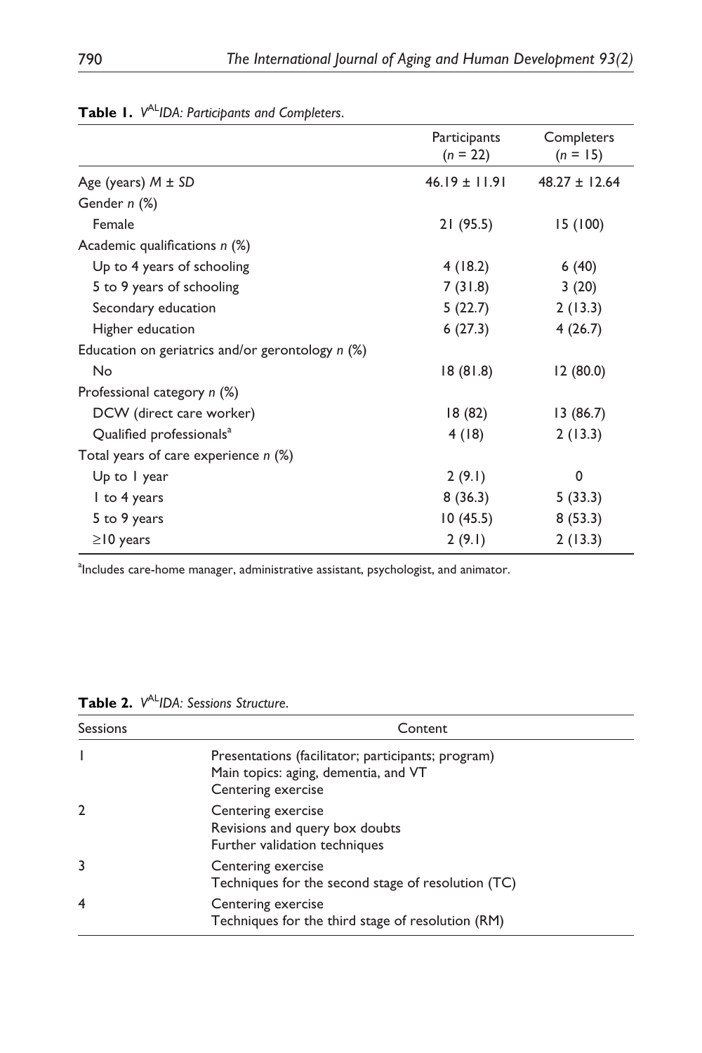**Table 1.** $V^{AL}IDA$: *Participants and Completers.*

| | Participants ($n = 22$) | Completers ($n = 15$) |
|---|---|---|
| Age (years) $M \pm SD$ | 46.19 ± 11.91 | 48.27 ± 12.64 |
| Gender *n* (%) | | |
| Female | 21 (95.5) | 15 (100) |
| Academic qualifications *n* (%) | | |
| Up to 4 years of schooling | 4 (18.2) | 6 (40) |
| 5 to 9 years of schooling | 7 (31.8) | 3 (20) |
| Secondary education | 5 (22.7) | 2 (13.3) |
| Higher education | 6 (27.3) | 4 (26.7) |
| Education on geriatrics and/or gerontology *n* (%) | | |
| No | 18 (81.8) | 12 (80.0) |
| Professional category *n* (%) | | |
| DCW (direct care worker) | 18 (82) | 13 (86.7) |
| Qualified professionals[a] | 4 (18) | 2 (13.3) |
| Total years of care experience *n* (%) | | |
| Up to 1 year | 2 (9.1) | 0 |
| 1 to 4 years | 8 (36.3) | 5 (33.3) |
| 5 to 9 years | 10 (45.5) | 8 (53.3) |
| ≥10 years | 2 (9.1) | 2 (13.3) |

[a] Includes care-home manager, administrative assistant, psychologist, and animator.

**Table 2.** $V^{AL}IDA$: *Sessions Structure.*

| Sessions | Content |
|---|---|
| 1 | Presentations (facilitator; participants; program)<br>Main topics: aging, dementia, and VT<br>Centering exercise |
| 2 | Centering exercise<br>Revisions and query box doubts<br>Further validation techniques |
| 3 | Centering exercise<br>Techniques for the second stage of resolution (TC) |
| 4 | Centering exercise<br>Techniques for the third stage of resolution (RM) |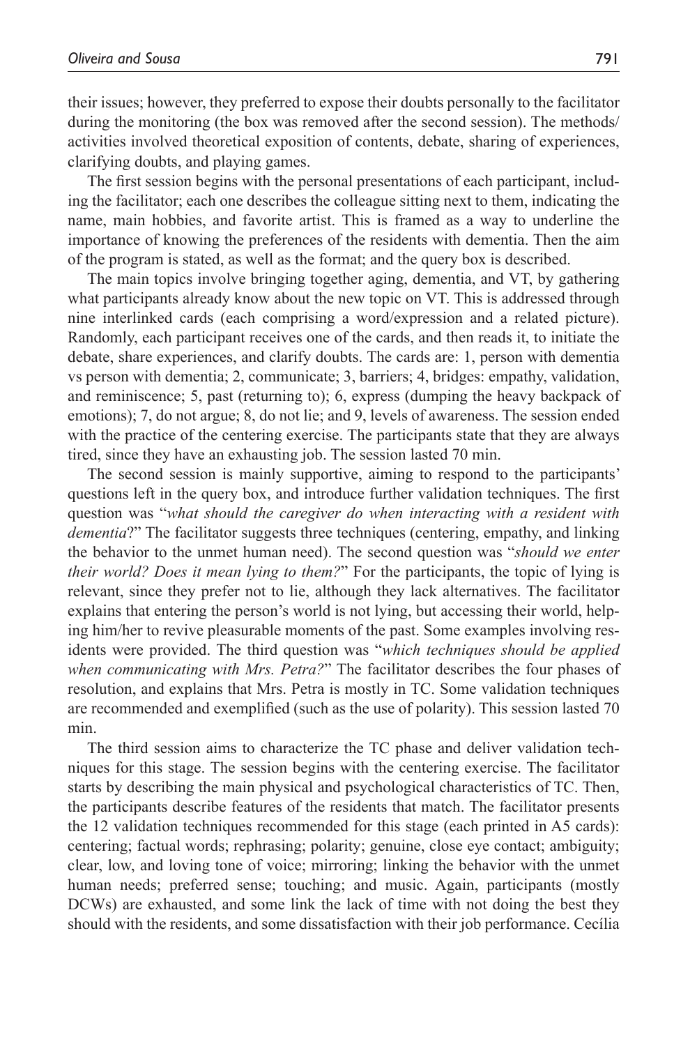their issues; however, they preferred to expose their doubts personally to the facilitator during the monitoring (the box was removed after the second session). The methods/activities involved theoretical exposition of contents, debate, sharing of experiences, clarifying doubts, and playing games.

The first session begins with the personal presentations of each participant, including the facilitator; each one describes the colleague sitting next to them, indicating the name, main hobbies, and favorite artist. This is framed as a way to underline the importance of knowing the preferences of the residents with dementia. Then the aim of the program is stated, as well as the format; and the query box is described.

The main topics involve bringing together aging, dementia, and VT, by gathering what participants already know about the new topic on VT. This is addressed through nine interlinked cards (each comprising a word/expression and a related picture). Randomly, each participant receives one of the cards, and then reads it, to initiate the debate, share experiences, and clarify doubts. The cards are: 1, person with dementia vs person with dementia; 2, communicate; 3, barriers; 4, bridges: empathy, validation, and reminiscence; 5, past (returning to); 6, express (dumping the heavy backpack of emotions); 7, do not argue; 8, do not lie; and 9, levels of awareness. The session ended with the practice of the centering exercise. The participants state that they are always tired, since they have an exhausting job. The session lasted 70 min.

The second session is mainly supportive, aiming to respond to the participants' questions left in the query box, and introduce further validation techniques. The first question was "*what should the caregiver do when interacting with a resident with dementia*?" The facilitator suggests three techniques (centering, empathy, and linking the behavior to the unmet human need). The second question was "*should we enter their world? Does it mean lying to them?*" For the participants, the topic of lying is relevant, since they prefer not to lie, although they lack alternatives. The facilitator explains that entering the person's world is not lying, but accessing their world, helping him/her to revive pleasurable moments of the past. Some examples involving residents were provided. The third question was "*which techniques should be applied when communicating with Mrs. Petra?*" The facilitator describes the four phases of resolution, and explains that Mrs. Petra is mostly in TC. Some validation techniques are recommended and exemplified (such as the use of polarity). This session lasted 70 min.

The third session aims to characterize the TC phase and deliver validation techniques for this stage. The session begins with the centering exercise. The facilitator starts by describing the main physical and psychological characteristics of TC. Then, the participants describe features of the residents that match. The facilitator presents the 12 validation techniques recommended for this stage (each printed in A5 cards): centering; factual words; rephrasing; polarity; genuine, close eye contact; ambiguity; clear, low, and loving tone of voice; mirroring; linking the behavior with the unmet human needs; preferred sense; touching; and music. Again, participants (mostly DCWs) are exhausted, and some link the lack of time with not doing the best they should with the residents, and some dissatisfaction with their job performance. Cecília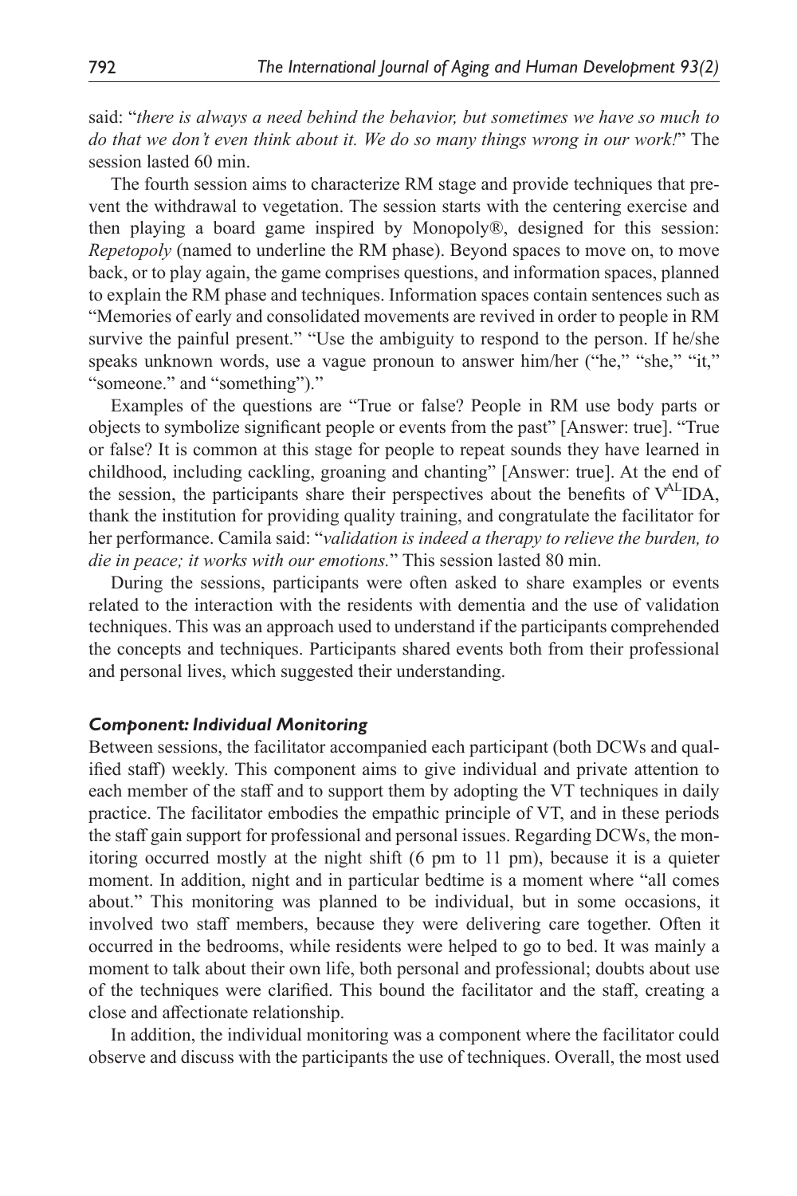said: "*there is always a need behind the behavior, but sometimes we have so much to do that we don't even think about it. We do so many things wrong in our work!*" The session lasted 60 min.

The fourth session aims to characterize RM stage and provide techniques that prevent the withdrawal to vegetation. The session starts with the centering exercise and then playing a board game inspired by Monopoly®, designed for this session: *Repetopoly* (named to underline the RM phase). Beyond spaces to move on, to move back, or to play again, the game comprises questions, and information spaces, planned to explain the RM phase and techniques. Information spaces contain sentences such as "Memories of early and consolidated movements are revived in order to people in RM survive the painful present." "Use the ambiguity to respond to the person. If he/she speaks unknown words, use a vague pronoun to answer him/her ("he," "she," "it," "someone." and "something")."

Examples of the questions are "True or false? People in RM use body parts or objects to symbolize significant people or events from the past" [Answer: true]. "True or false? It is common at this stage for people to repeat sounds they have learned in childhood, including cackling, groaning and chanting" [Answer: true]. At the end of the session, the participants share their perspectives about the benefits of V[AL]IDA, thank the institution for providing quality training, and congratulate the facilitator for her performance. Camila said: "*validation is indeed a therapy to relieve the burden, to die in peace; it works with our emotions.*" This session lasted 80 min.

During the sessions, participants were often asked to share examples or events related to the interaction with the residents with dementia and the use of validation techniques. This was an approach used to understand if the participants comprehended the concepts and techniques. Participants shared events both from their professional and personal lives, which suggested their understanding.

### *Component: Individual Monitoring*

Between sessions, the facilitator accompanied each participant (both DCWs and qualified staff) weekly. This component aims to give individual and private attention to each member of the staff and to support them by adopting the VT techniques in daily practice. The facilitator embodies the empathic principle of VT, and in these periods the staff gain support for professional and personal issues. Regarding DCWs, the monitoring occurred mostly at the night shift (6 pm to 11 pm), because it is a quieter moment. In addition, night and in particular bedtime is a moment where "all comes about." This monitoring was planned to be individual, but in some occasions, it involved two staff members, because they were delivering care together. Often it occurred in the bedrooms, while residents were helped to go to bed. It was mainly a moment to talk about their own life, both personal and professional; doubts about use of the techniques were clarified. This bound the facilitator and the staff, creating a close and affectionate relationship.

In addition, the individual monitoring was a component where the facilitator could observe and discuss with the participants the use of techniques. Overall, the most used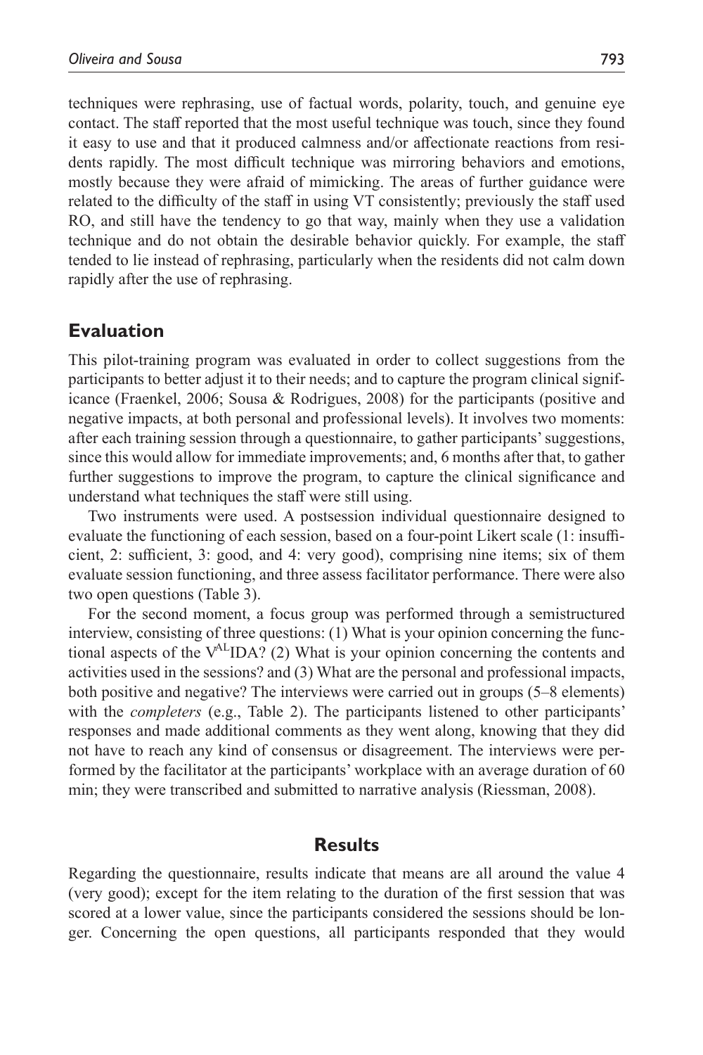techniques were rephrasing, use of factual words, polarity, touch, and genuine eye contact. The staff reported that the most useful technique was touch, since they found it easy to use and that it produced calmness and/or affectionate reactions from residents rapidly. The most difficult technique was mirroring behaviors and emotions, mostly because they were afraid of mimicking. The areas of further guidance were related to the difficulty of the staff in using VT consistently; previously the staff used RO, and still have the tendency to go that way, mainly when they use a validation technique and do not obtain the desirable behavior quickly. For example, the staff tended to lie instead of rephrasing, particularly when the residents did not calm down rapidly after the use of rephrasing.

## Evaluation

This pilot-training program was evaluated in order to collect suggestions from the participants to better adjust it to their needs; and to capture the program clinical significance (Fraenkel, 2006; Sousa & Rodrigues, 2008) for the participants (positive and negative impacts, at both personal and professional levels). It involves two moments: after each training session through a questionnaire, to gather participants' suggestions, since this would allow for immediate improvements; and, 6 months after that, to gather further suggestions to improve the program, to capture the clinical significance and understand what techniques the staff were still using.

Two instruments were used. A postsession individual questionnaire designed to evaluate the functioning of each session, based on a four-point Likert scale (1: insufficient, 2: sufficient, 3: good, and 4: very good), comprising nine items; six of them evaluate session functioning, and three assess facilitator performance. There were also two open questions (Table 3).

For the second moment, a focus group was performed through a semistructured interview, consisting of three questions: (1) What is your opinion concerning the functional aspects of the V^AL^IDA? (2) What is your opinion concerning the contents and activities used in the sessions? and (3) What are the personal and professional impacts, both positive and negative? The interviews were carried out in groups (5–8 elements) with the *completers* (e.g., Table 2). The participants listened to other participants' responses and made additional comments as they went along, knowing that they did not have to reach any kind of consensus or disagreement. The interviews were performed by the facilitator at the participants' workplace with an average duration of 60 min; they were transcribed and submitted to narrative analysis (Riessman, 2008).

## Results

Regarding the questionnaire, results indicate that means are all around the value 4 (very good); except for the item relating to the duration of the first session that was scored at a lower value, since the participants considered the sessions should be longer. Concerning the open questions, all participants responded that they would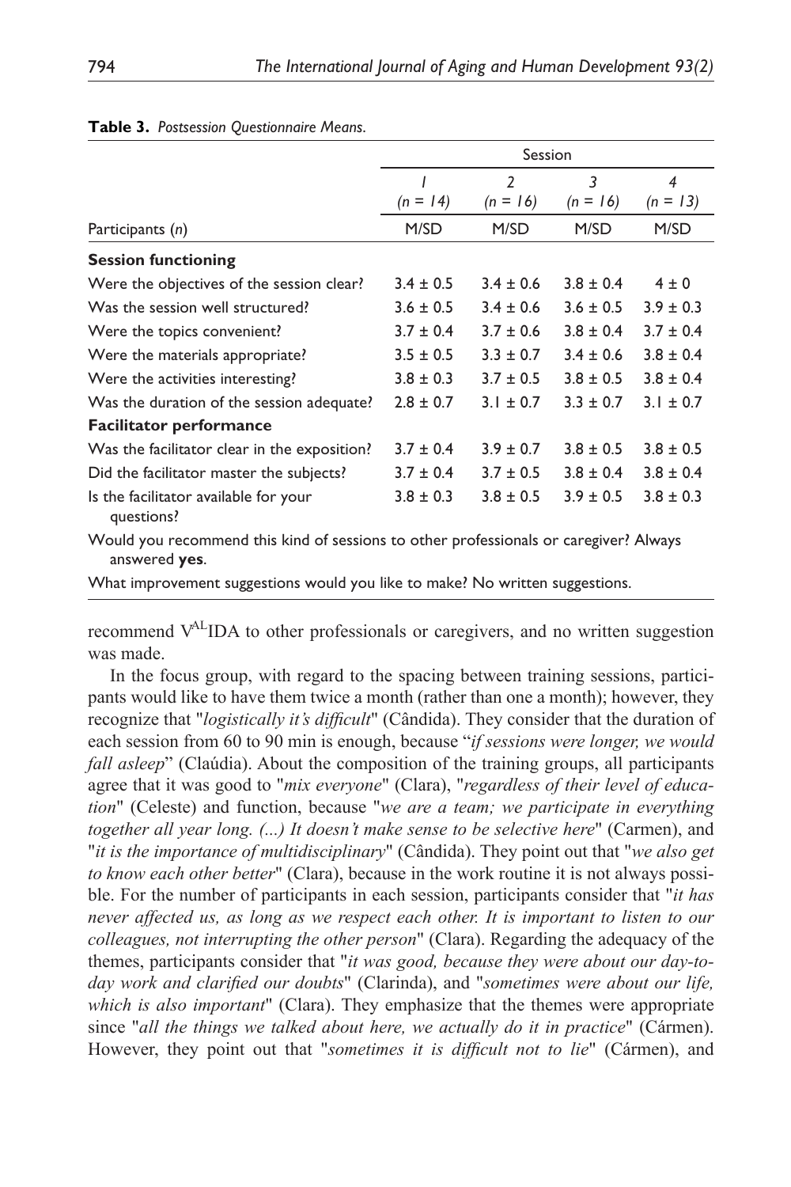**Table 3.** *Postsession Questionnaire Means.*

| | Session | | | |
|---|---|---|---|---|
| | *1* *(n = 14)* | *2* *(n = 16)* | *3* *(n = 16)* | *4* *(n = 13)* |
| Participants (*n*) | M/SD | M/SD | M/SD | M/SD |
| **Session functioning** | | | | |
| Were the objectives of the session clear? | 3.4 ± 0.5 | 3.4 ± 0.6 | 3.8 ± 0.4 | 4 ± 0 |
| Was the session well structured? | 3.6 ± 0.5 | 3.4 ± 0.6 | 3.6 ± 0.5 | 3.9 ± 0.3 |
| Were the topics convenient? | 3.7 ± 0.4 | 3.7 ± 0.6 | 3.8 ± 0.4 | 3.7 ± 0.4 |
| Were the materials appropriate? | 3.5 ± 0.5 | 3.3 ± 0.7 | 3.4 ± 0.6 | 3.8 ± 0.4 |
| Were the activities interesting? | 3.8 ± 0.3 | 3.7 ± 0.5 | 3.8 ± 0.5 | 3.8 ± 0.4 |
| Was the duration of the session adequate? | 2.8 ± 0.7 | 3.1 ± 0.7 | 3.3 ± 0.7 | 3.1 ± 0.7 |
| **Facilitator performance** | | | | |
| Was the facilitator clear in the exposition? | 3.7 ± 0.4 | 3.9 ± 0.7 | 3.8 ± 0.5 | 3.8 ± 0.5 |
| Did the facilitator master the subjects? | 3.7 ± 0.4 | 3.7 ± 0.5 | 3.8 ± 0.4 | 3.8 ± 0.4 |
| Is the facilitator available for your questions? | 3.8 ± 0.3 | 3.8 ± 0.5 | 3.9 ± 0.5 | 3.8 ± 0.3 |

Would you recommend this kind of sessions to other professionals or caregiver? Always answered **yes**.

What improvement suggestions would you like to make? No written suggestions.

recommend V$^{AL}$IDA to other professionals or caregivers, and no written suggestion was made.

In the focus group, with regard to the spacing between training sessions, participants would like to have them twice a month (rather than one a month); however, they recognize that "*logistically it's difficult*" (Cândida). They consider that the duration of each session from 60 to 90 min is enough, because "*if sessions were longer, we would fall asleep*" (Claúdia). About the composition of the training groups, all participants agree that it was good to "*mix everyone*" (Clara), "*regardless of their level of education*" (Celeste) and function, because "*we are a team; we participate in everything together all year long. (...) It doesn't make sense to be selective here*" (Carmen), and "*it is the importance of multidisciplinary*" (Cândida). They point out that "*we also get to know each other better*" (Clara), because in the work routine it is not always possible. For the number of participants in each session, participants consider that "*it has never affected us, as long as we respect each other. It is important to listen to our colleagues, not interrupting the other person*" (Clara). Regarding the adequacy of the themes, participants consider that "*it was good, because they were about our day-to-day work and clarified our doubts*" (Clarinda), and "*sometimes were about our life, which is also important*" (Clara). They emphasize that the themes were appropriate since "*all the things we talked about here, we actually do it in practice*" (Cármen). However, they point out that "*sometimes it is difficult not to lie*" (Cármen), and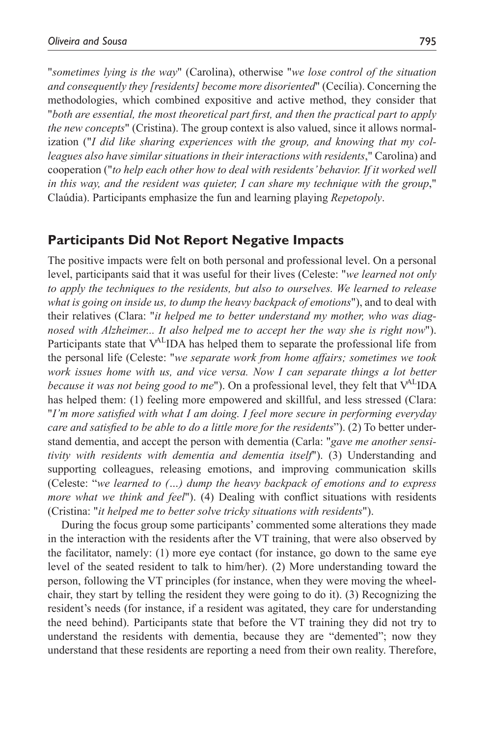"*sometimes lying is the way*" (Carolina), otherwise "*we lose control of the situation and consequently they [residents] become more disoriented*" (Cecília). Concerning the methodologies, which combined expositive and active method, they consider that "*both are essential, the most theoretical part first, and then the practical part to apply the new concepts*" (Cristina). The group context is also valued, since it allows normalization ("*I did like sharing experiences with the group, and knowing that my colleagues also have similar situations in their interactions with residents*," Carolina) and cooperation ("*to help each other how to deal with residents' behavior. If it worked well in this way, and the resident was quieter, I can share my technique with the group*," Claúdia). Participants emphasize the fun and learning playing *Repetopoly*.

## Participants Did Not Report Negative Impacts

The positive impacts were felt on both personal and professional level. On a personal level, participants said that it was useful for their lives (Celeste: "*we learned not only to apply the techniques to the residents, but also to ourselves. We learned to release what is going on inside us, to dump the heavy backpack of emotions*"), and to deal with their relatives (Clara: "*it helped me to better understand my mother, who was diagnosed with Alzheimer... It also helped me to accept her the way she is right now*"). Participants state that V^AL^IDA has helped them to separate the professional life from the personal life (Celeste: "*we separate work from home affairs; sometimes we took work issues home with us, and vice versa. Now I can separate things a lot better because it was not being good to me*"). On a professional level, they felt that V^AL^IDA has helped them: (1) feeling more empowered and skillful, and less stressed (Clara: "*I'm more satisfied with what I am doing. I feel more secure in performing everyday care and satisfied to be able to do a little more for the residents*"). (2) To better understand dementia, and accept the person with dementia (Carla: "*gave me another sensitivity with residents with dementia and dementia itself*"). (3) Understanding and supporting colleagues, releasing emotions, and improving communication skills (Celeste: "*we learned to (…) dump the heavy backpack of emotions and to express more what we think and feel*"). (4) Dealing with conflict situations with residents (Cristina: "*it helped me to better solve tricky situations with residents*").

During the focus group some participants' commented some alterations they made in the interaction with the residents after the VT training, that were also observed by the facilitator, namely: (1) more eye contact (for instance, go down to the same eye level of the seated resident to talk to him/her). (2) More understanding toward the person, following the VT principles (for instance, when they were moving the wheelchair, they start by telling the resident they were going to do it). (3) Recognizing the resident's needs (for instance, if a resident was agitated, they care for understanding the need behind). Participants state that before the VT training they did not try to understand the residents with dementia, because they are "demented"; now they understand that these residents are reporting a need from their own reality. Therefore,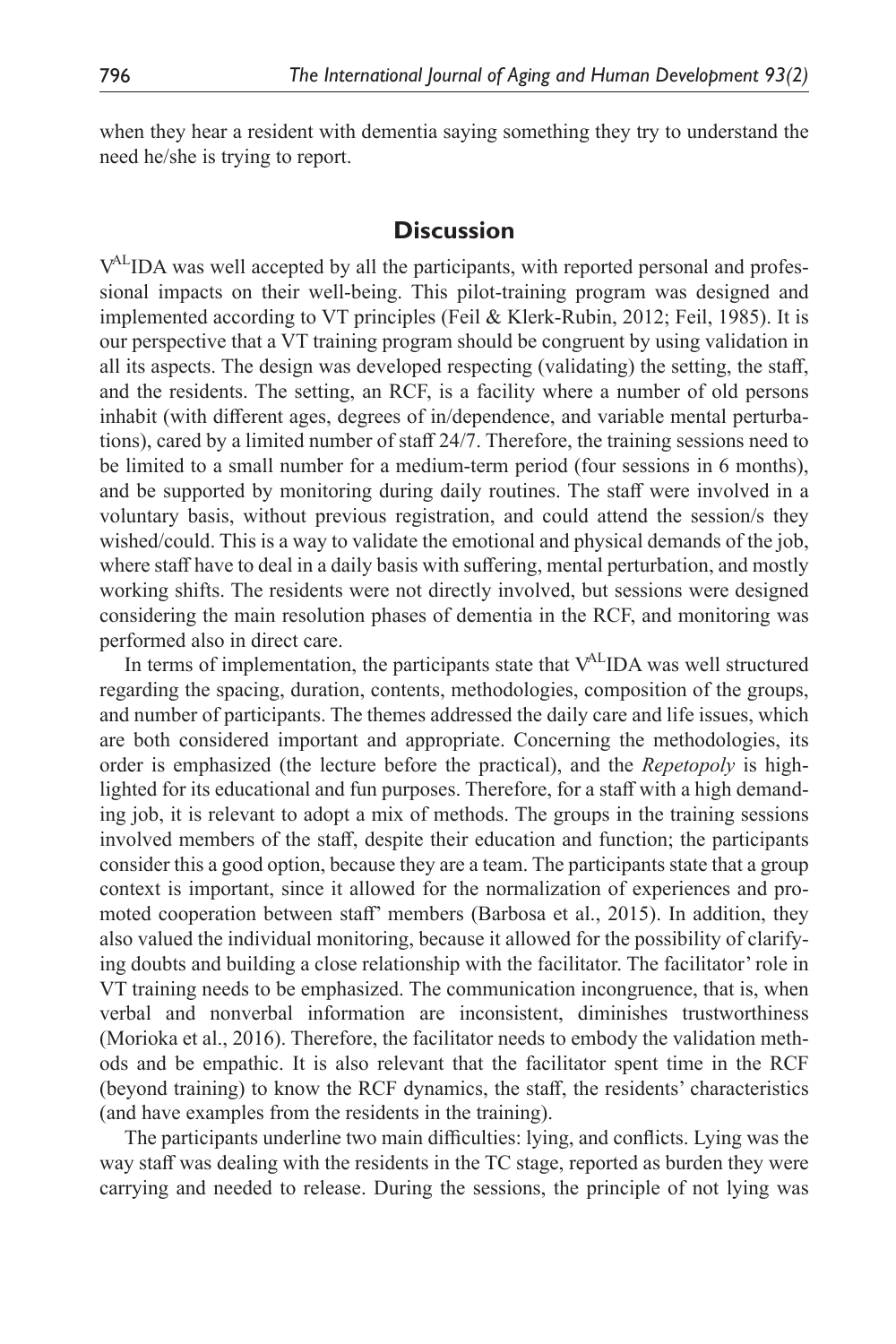when they hear a resident with dementia saying something they try to understand the need he/she is trying to report.

## Discussion

V$^{AL}$IDA was well accepted by all the participants, with reported personal and professional impacts on their well-being. This pilot-training program was designed and implemented according to VT principles (Feil & Klerk-Rubin, 2012; Feil, 1985). It is our perspective that a VT training program should be congruent by using validation in all its aspects. The design was developed respecting (validating) the setting, the staff, and the residents. The setting, an RCF, is a facility where a number of old persons inhabit (with different ages, degrees of in/dependence, and variable mental perturbations), cared by a limited number of staff 24/7. Therefore, the training sessions need to be limited to a small number for a medium-term period (four sessions in 6 months), and be supported by monitoring during daily routines. The staff were involved in a voluntary basis, without previous registration, and could attend the session/s they wished/could. This is a way to validate the emotional and physical demands of the job, where staff have to deal in a daily basis with suffering, mental perturbation, and mostly working shifts. The residents were not directly involved, but sessions were designed considering the main resolution phases of dementia in the RCF, and monitoring was performed also in direct care.

In terms of implementation, the participants state that V$^{AL}$IDA was well structured regarding the spacing, duration, contents, methodologies, composition of the groups, and number of participants. The themes addressed the daily care and life issues, which are both considered important and appropriate. Concerning the methodologies, its order is emphasized (the lecture before the practical), and the *Repetopoly* is highlighted for its educational and fun purposes. Therefore, for a staff with a high demanding job, it is relevant to adopt a mix of methods. The groups in the training sessions involved members of the staff, despite their education and function; the participants consider this a good option, because they are a team. The participants state that a group context is important, since it allowed for the normalization of experiences and promoted cooperation between staff' members (Barbosa et al., 2015). In addition, they also valued the individual monitoring, because it allowed for the possibility of clarifying doubts and building a close relationship with the facilitator. The facilitator' role in VT training needs to be emphasized. The communication incongruence, that is, when verbal and nonverbal information are inconsistent, diminishes trustworthiness (Morioka et al., 2016). Therefore, the facilitator needs to embody the validation methods and be empathic. It is also relevant that the facilitator spent time in the RCF (beyond training) to know the RCF dynamics, the staff, the residents' characteristics (and have examples from the residents in the training).

The participants underline two main difficulties: lying, and conflicts. Lying was the way staff was dealing with the residents in the TC stage, reported as burden they were carrying and needed to release. During the sessions, the principle of not lying was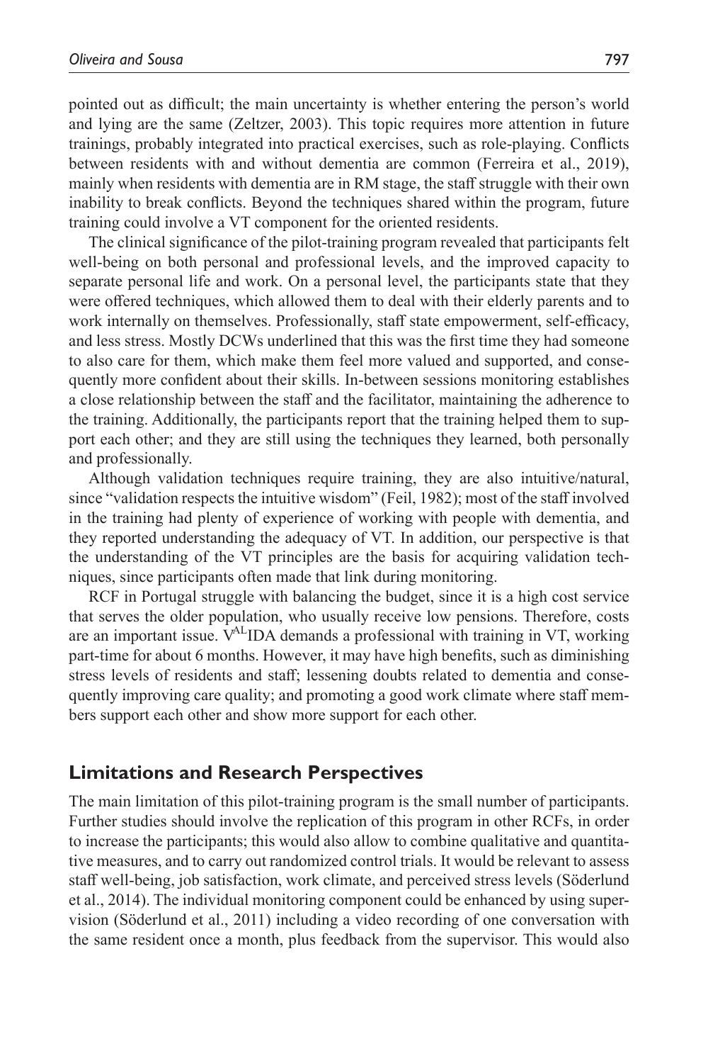pointed out as difficult; the main uncertainty is whether entering the person's world and lying are the same (Zeltzer, 2003). This topic requires more attention in future trainings, probably integrated into practical exercises, such as role-playing. Conflicts between residents with and without dementia are common (Ferreira et al., 2019), mainly when residents with dementia are in RM stage, the staff struggle with their own inability to break conflicts. Beyond the techniques shared within the program, future training could involve a VT component for the oriented residents.

The clinical significance of the pilot-training program revealed that participants felt well-being on both personal and professional levels, and the improved capacity to separate personal life and work. On a personal level, the participants state that they were offered techniques, which allowed them to deal with their elderly parents and to work internally on themselves. Professionally, staff state empowerment, self-efficacy, and less stress. Mostly DCWs underlined that this was the first time they had someone to also care for them, which make them feel more valued and supported, and consequently more confident about their skills. In-between sessions monitoring establishes a close relationship between the staff and the facilitator, maintaining the adherence to the training. Additionally, the participants report that the training helped them to support each other; and they are still using the techniques they learned, both personally and professionally.

Although validation techniques require training, they are also intuitive/natural, since "validation respects the intuitive wisdom" (Feil, 1982); most of the staff involved in the training had plenty of experience of working with people with dementia, and they reported understanding the adequacy of VT. In addition, our perspective is that the understanding of the VT principles are the basis for acquiring validation techniques, since participants often made that link during monitoring.

RCF in Portugal struggle with balancing the budget, since it is a high cost service that serves the older population, who usually receive low pensions. Therefore, costs are an important issue. V^AL^IDA demands a professional with training in VT, working part-time for about 6 months. However, it may have high benefits, such as diminishing stress levels of residents and staff; lessening doubts related to dementia and consequently improving care quality; and promoting a good work climate where staff members support each other and show more support for each other.

## Limitations and Research Perspectives

The main limitation of this pilot-training program is the small number of participants. Further studies should involve the replication of this program in other RCFs, in order to increase the participants; this would also allow to combine qualitative and quantitative measures, and to carry out randomized control trials. It would be relevant to assess staff well-being, job satisfaction, work climate, and perceived stress levels (Söderlund et al., 2014). The individual monitoring component could be enhanced by using supervision (Söderlund et al., 2011) including a video recording of one conversation with the same resident once a month, plus feedback from the supervisor. This would also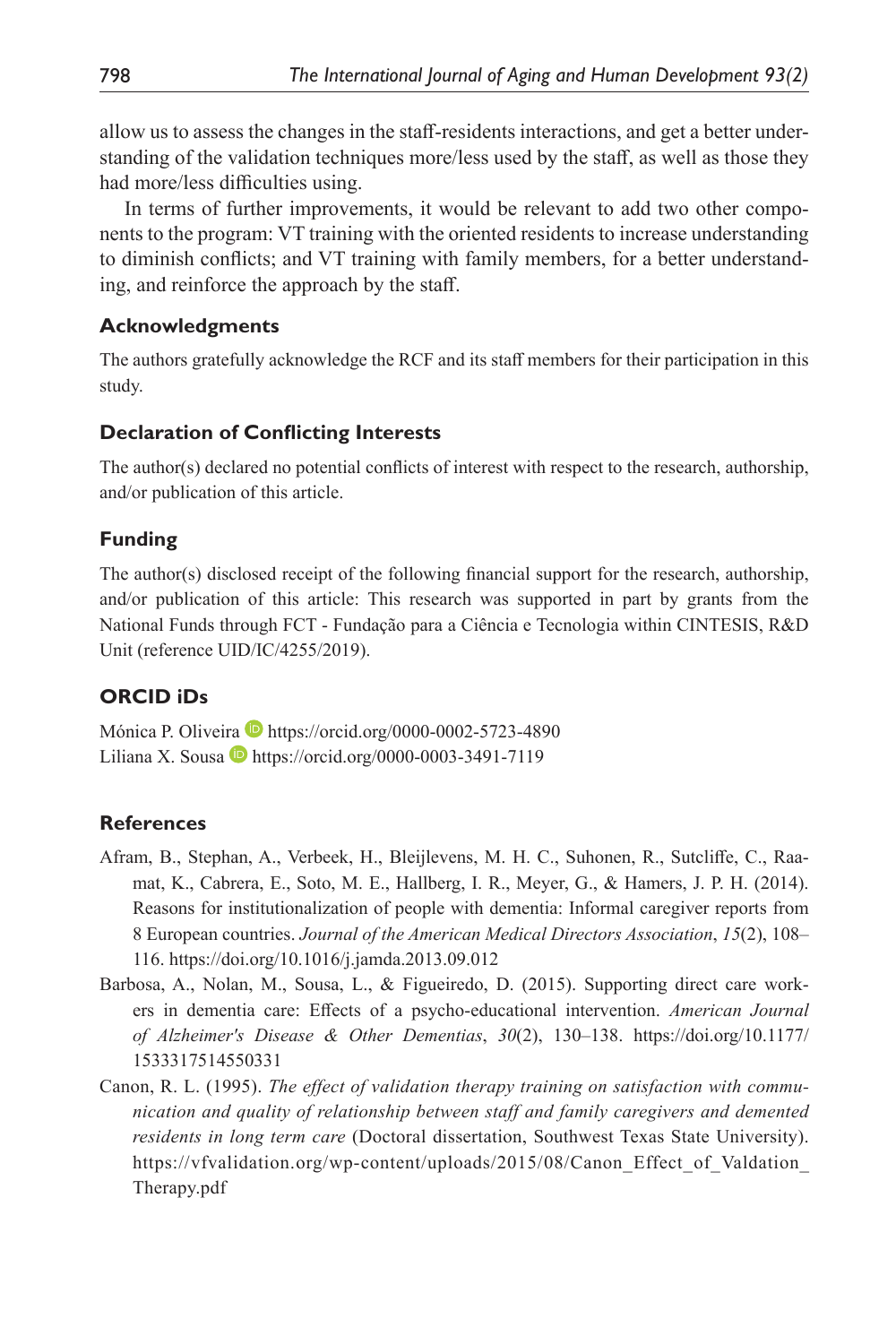allow us to assess the changes in the staff-residents interactions, and get a better understanding of the validation techniques more/less used by the staff, as well as those they had more/less difficulties using.

In terms of further improvements, it would be relevant to add two other components to the program: VT training with the oriented residents to increase understanding to diminish conflicts; and VT training with family members, for a better understanding, and reinforce the approach by the staff.

### Acknowledgments

The authors gratefully acknowledge the RCF and its staff members for their participation in this study.

### Declaration of Conflicting Interests

The author(s) declared no potential conflicts of interest with respect to the research, authorship, and/or publication of this article.

### Funding

The author(s) disclosed receipt of the following financial support for the research, authorship, and/or publication of this article: This research was supported in part by grants from the National Funds through FCT - Fundação para a Ciência e Tecnologia within CINTESIS, R&D Unit (reference UID/IC/4255/2019).

### ORCID iDs

Mónica P. Oliveira https://orcid.org/0000-0002-5723-4890
Liliana X. Sousa https://orcid.org/0000-0003-3491-7119

### References

Afram, B., Stephan, A., Verbeek, H., Bleijlevens, M. H. C., Suhonen, R., Sutcliffe, C., Raamat, K., Cabrera, E., Soto, M. E., Hallberg, I. R., Meyer, G., & Hamers, J. P. H. (2014). Reasons for institutionalization of people with dementia: Informal caregiver reports from 8 European countries. *Journal of the American Medical Directors Association*, *15*(2), 108–116. https://doi.org/10.1016/j.jamda.2013.09.012

Barbosa, A., Nolan, M., Sousa, L., & Figueiredo, D. (2015). Supporting direct care workers in dementia care: Effects of a psycho-educational intervention. *American Journal of Alzheimer's Disease & Other Dementias*, *30*(2), 130–138. https://doi.org/10.1177/1533317514550331

Canon, R. L. (1995). *The effect of validation therapy training on satisfaction with communication and quality of relationship between staff and family caregivers and demented residents in long term care* (Doctoral dissertation, Southwest Texas State University). https://vfvalidation.org/wp-content/uploads/2015/08/Canon_Effect_of_Valdation_Therapy.pdf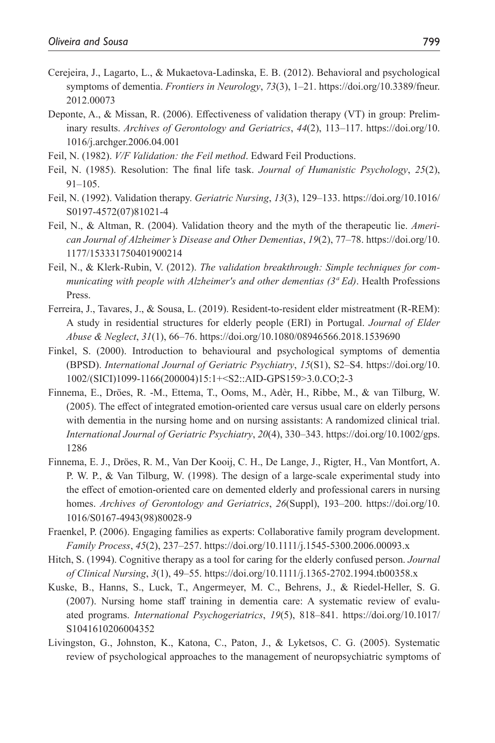Cerejeira, J., Lagarto, L., & Mukaetova-Ladinska, E. B. (2012). Behavioral and psychological symptoms of dementia. *Frontiers in Neurology*, *73*(3), 1–21. https://doi.org/10.3389/fneur.2012.00073

Deponte, A., & Missan, R. (2006). Effectiveness of validation therapy (VT) in group: Preliminary results. *Archives of Gerontology and Geriatrics*, *44*(2), 113–117. https://doi.org/10.1016/j.archger.2006.04.001

Feil, N. (1982). *V/F Validation: the Feil method*. Edward Feil Productions.

Feil, N. (1985). Resolution: The final life task. *Journal of Humanistic Psychology*, *25*(2), 91–105.

Feil, N. (1992). Validation therapy. *Geriatric Nursing*, *13*(3), 129–133. https://doi.org/10.1016/S0197-4572(07)81021-4

Feil, N., & Altman, R. (2004). Validation theory and the myth of the therapeutic lie. *American Journal of Alzheimer's Disease and Other Dementias*, *19*(2), 77–78. https://doi.org/10.1177/153331750401900214

Feil, N., & Klerk-Rubin, V. (2012). *The validation breakthrough: Simple techniques for communicating with people with Alzheimer's and other dementias (3ª Ed)*. Health Professions Press.

Ferreira, J., Tavares, J., & Sousa, L. (2019). Resident-to-resident elder mistreatment (R-REM): A study in residential structures for elderly people (ERI) in Portugal. *Journal of Elder Abuse & Neglect*, *31*(1), 66–76. https://doi.org/10.1080/08946566.2018.1539690

Finkel, S. (2000). Introduction to behavioural and psychological symptoms of dementia (BPSD). *International Journal of Geriatric Psychiatry*, *15*(S1), S2–S4. https://doi.org/10.1002/(SICI)1099-1166(200004)15:1+<S2::AID-GPS159>3.0.CO;2-3

Finnema, E., Dröes, R. -M., Ettema, T., Ooms, M., Adèr, H., Ribbe, M., & van Tilburg, W. (2005). The effect of integrated emotion-oriented care versus usual care on elderly persons with dementia in the nursing home and on nursing assistants: A randomized clinical trial. *International Journal of Geriatric Psychiatry*, *20*(4), 330–343. https://doi.org/10.1002/gps.1286

Finnema, E. J., Dröes, R. M., Van Der Kooij, C. H., De Lange, J., Rigter, H., Van Montfort, A. P. W. P., & Van Tilburg, W. (1998). The design of a large-scale experimental study into the effect of emotion-oriented care on demented elderly and professional carers in nursing homes. *Archives of Gerontology and Geriatrics*, *26*(Suppl), 193–200. https://doi.org/10.1016/S0167-4943(98)80028-9

Fraenkel, P. (2006). Engaging families as experts: Collaborative family program development. *Family Process*, *45*(2), 237–257. https://doi.org/10.1111/j.1545-5300.2006.00093.x

Hitch, S. (1994). Cognitive therapy as a tool for caring for the elderly confused person. *Journal of Clinical Nursing*, *3*(1), 49–55. https://doi.org/10.1111/j.1365-2702.1994.tb00358.x

Kuske, B., Hanns, S., Luck, T., Angermeyer, M. C., Behrens, J., & Riedel-Heller, S. G. (2007). Nursing home staff training in dementia care: A systematic review of evaluated programs. *International Psychogeriatrics*, *19*(5), 818–841. https://doi.org/10.1017/S1041610206004352

Livingston, G., Johnston, K., Katona, C., Paton, J., & Lyketsos, C. G. (2005). Systematic review of psychological approaches to the management of neuropsychiatric symptoms of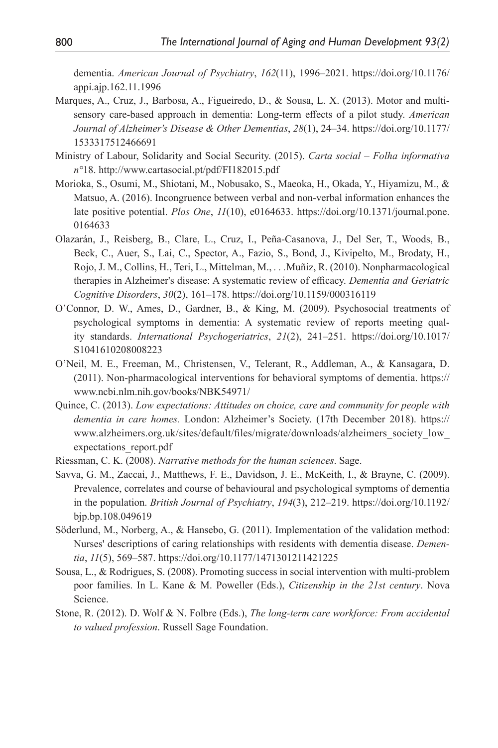dementia. *American Journal of Psychiatry*, *162*(11), 1996–2021. https://doi.org/10.1176/appi.ajp.162.11.1996

Marques, A., Cruz, J., Barbosa, A., Figueiredo, D., & Sousa, L. X. (2013). Motor and multisensory care-based approach in dementia: Long-term effects of a pilot study. *American Journal of Alzheimer's Disease & Other Dementias*, *28*(1), 24–34. https://doi.org/10.1177/1533317512466691

Ministry of Labour, Solidarity and Social Security. (2015). *Carta social – Folha informativa n°18*. http://www.cartasocial.pt/pdf/FI182015.pdf

Morioka, S., Osumi, M., Shiotani, M., Nobusako, S., Maeoka, H., Okada, Y., Hiyamizu, M., & Matsuo, A. (2016). Incongruence between verbal and non-verbal information enhances the late positive potential. *Plos One*, *11*(10), e0164633. https://doi.org/10.1371/journal.pone.0164633

Olazarán, J., Reisberg, B., Clare, L., Cruz, I., Peña-Casanova, J., Del Ser, T., Woods, B., Beck, C., Auer, S., Lai, C., Spector, A., Fazio, S., Bond, J., Kivipelto, M., Brodaty, H., Rojo, J. M., Collins, H., Teri, L., Mittelman, M., . . .Muñiz, R. (2010). Nonpharmacological therapies in Alzheimer's disease: A systematic review of efficacy. *Dementia and Geriatric Cognitive Disorders*, *30*(2), 161–178. https://doi.org/10.1159/000316119

O'Connor, D. W., Ames, D., Gardner, B., & King, M. (2009). Psychosocial treatments of psychological symptoms in dementia: A systematic review of reports meeting quality standards. *International Psychogeriatrics*, *21*(2), 241–251. https://doi.org/10.1017/S1041610208008223

O'Neil, M. E., Freeman, M., Christensen, V., Telerant, R., Addleman, A., & Kansagara, D. (2011). Non-pharmacological interventions for behavioral symptoms of dementia. https://www.ncbi.nlm.nih.gov/books/NBK54971/

Quince, C. (2013). *Low expectations: Attitudes on choice, care and community for people with dementia in care homes.* London: Alzheimer's Society. (17th December 2018). https://www.alzheimers.org.uk/sites/default/files/migrate/downloads/alzheimers_society_low_expectations_report.pdf

Riessman, C. K. (2008). *Narrative methods for the human sciences*. Sage.

Savva, G. M., Zaccai, J., Matthews, F. E., Davidson, J. E., McKeith, I., & Brayne, C. (2009). Prevalence, correlates and course of behavioural and psychological symptoms of dementia in the population. *British Journal of Psychiatry*, *194*(3), 212–219. https://doi.org/10.1192/bjp.bp.108.049619

Söderlund, M., Norberg, A., & Hansebo, G. (2011). Implementation of the validation method: Nurses' descriptions of caring relationships with residents with dementia disease. *Dementia*, *11*(5), 569–587. https://doi.org/10.1177/1471301211421225

Sousa, L., & Rodrigues, S. (2008). Promoting success in social intervention with multi-problem poor families. In L. Kane & M. Poweller (Eds.), *Citizenship in the 21st century*. Nova Science.

Stone, R. (2012). D. Wolf & N. Folbre (Eds.), *The long-term care workforce: From accidental to valued profession*. Russell Sage Foundation.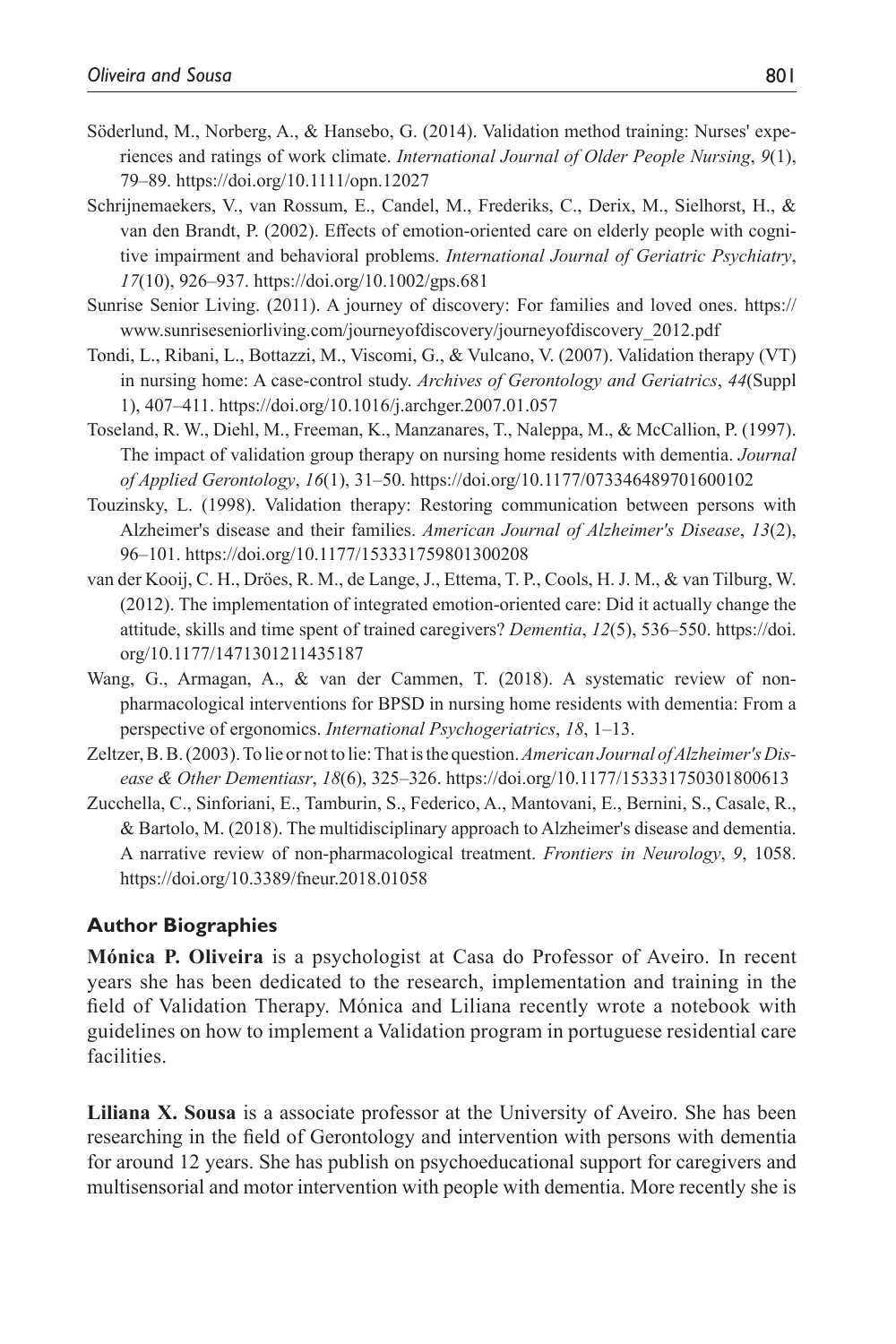Söderlund, M., Norberg, A., & Hansebo, G. (2014). Validation method training: Nurses' experiences and ratings of work climate. *International Journal of Older People Nursing*, *9*(1), 79–89. https://doi.org/10.1111/opn.12027

Schrijnemaekers, V., van Rossum, E., Candel, M., Frederiks, C., Derix, M., Sielhorst, H., & van den Brandt, P. (2002). Effects of emotion-oriented care on elderly people with cognitive impairment and behavioral problems. *International Journal of Geriatric Psychiatry*, *17*(10), 926–937. https://doi.org/10.1002/gps.681

Sunrise Senior Living. (2011). A journey of discovery: For families and loved ones. https://www.sunriseseniorliving.com/journeyofdiscovery/journeyofdiscovery_2012.pdf

Tondi, L., Ribani, L., Bottazzi, M., Viscomi, G., & Vulcano, V. (2007). Validation therapy (VT) in nursing home: A case-control study. *Archives of Gerontology and Geriatrics*, *44*(Suppl 1), 407–411. https://doi.org/10.1016/j.archger.2007.01.057

Toseland, R. W., Diehl, M., Freeman, K., Manzanares, T., Naleppa, M., & McCallion, P. (1997). The impact of validation group therapy on nursing home residents with dementia. *Journal of Applied Gerontology*, *16*(1), 31–50. https://doi.org/10.1177/073346489701600102

Touzinsky, L. (1998). Validation therapy: Restoring communication between persons with Alzheimer's disease and their families. *American Journal of Alzheimer's Disease*, *13*(2), 96–101. https://doi.org/10.1177/153331759801300208

van der Kooij, C. H., Dröes, R. M., de Lange, J., Ettema, T. P., Cools, H. J. M., & van Tilburg, W. (2012). The implementation of integrated emotion-oriented care: Did it actually change the attitude, skills and time spent of trained caregivers? *Dementia*, *12*(5), 536–550. https://doi.org/10.1177/1471301211435187

Wang, G., Armagan, A., & van der Cammen, T. (2018). A systematic review of non-pharmacological interventions for BPSD in nursing home residents with dementia: From a perspective of ergonomics. *International Psychogeriatrics*, *18*, 1–13.

Zeltzer, B. B. (2003). To lie or not to lie: That is the question. *American Journal of Alzheimer's Disease & Other Dementiasr*, *18*(6), 325–326. https://doi.org/10.1177/153331750301800613

Zucchella, C., Sinforiani, E., Tamburin, S., Federico, A., Mantovani, E., Bernini, S., Casale, R., & Bartolo, M. (2018). The multidisciplinary approach to Alzheimer's disease and dementia. A narrative review of non-pharmacological treatment. *Frontiers in Neurology*, *9*, 1058. https://doi.org/10.3389/fneur.2018.01058

### Author Biographies

**Mónica P. Oliveira** is a psychologist at Casa do Professor of Aveiro. In recent years she has been dedicated to the research, implementation and training in the field of Validation Therapy. Mónica and Liliana recently wrote a notebook with guidelines on how to implement a Validation program in portuguese residential care facilities.

**Liliana X. Sousa** is a associate professor at the University of Aveiro. She has been researching in the field of Gerontology and intervention with persons with dementia for around 12 years. She has publish on psychoeducational support for caregivers and multisensorial and motor intervention with people with dementia. More recently she is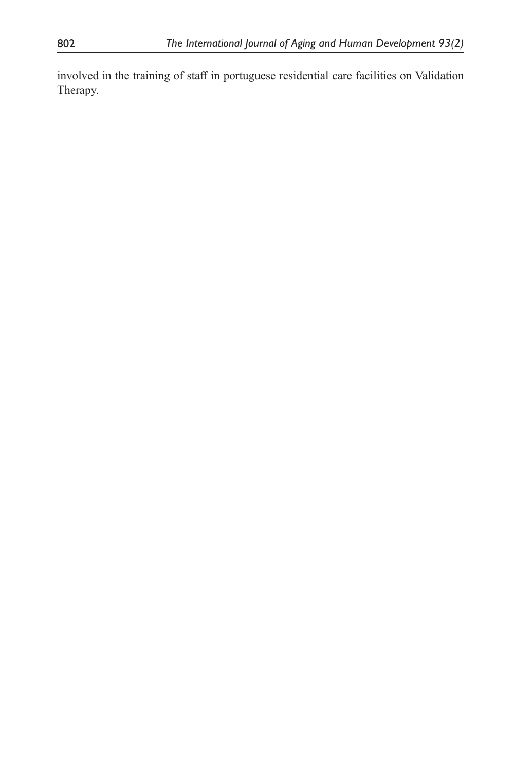involved in the training of staff in portuguese residential care facilities on Validation Therapy.